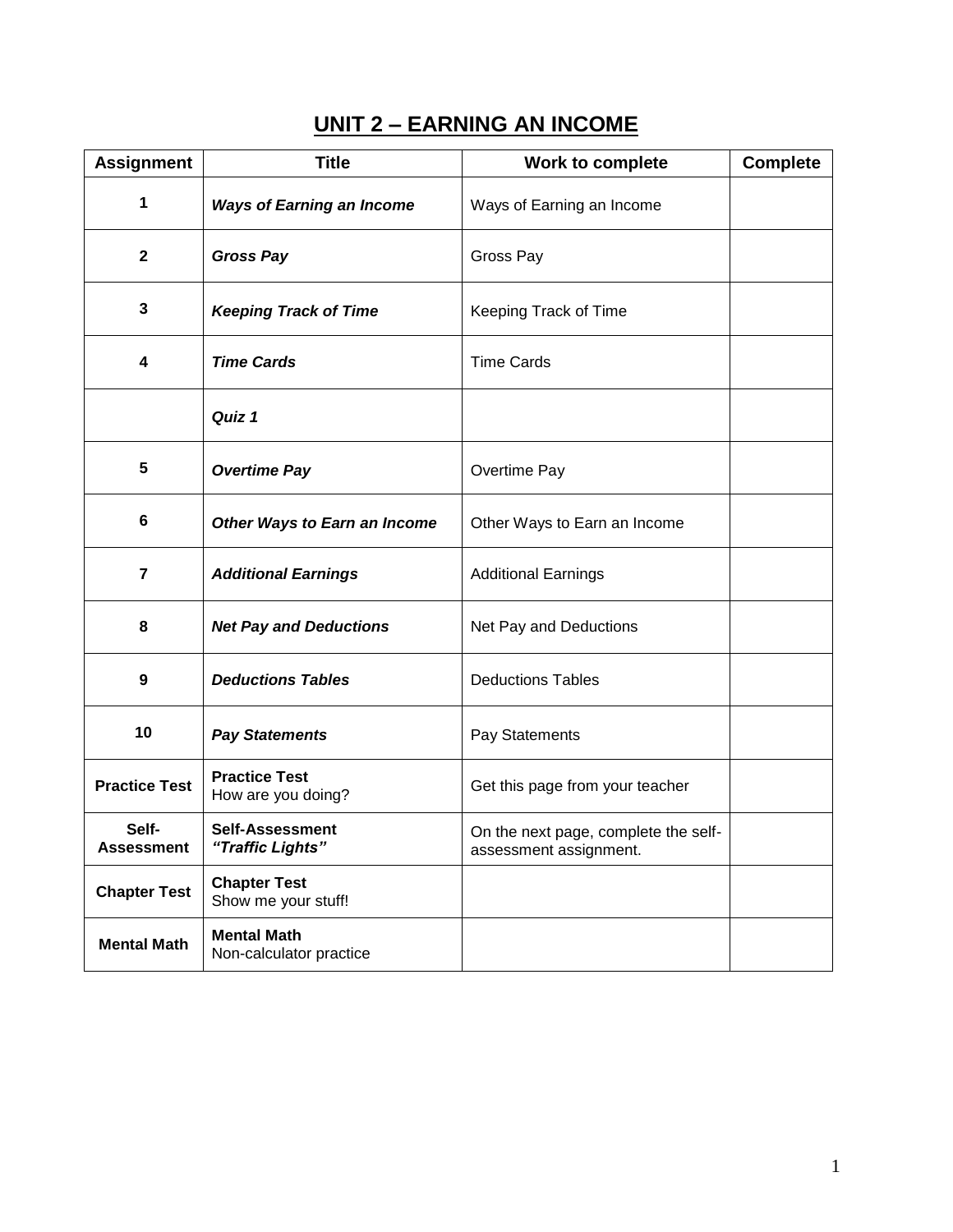# UNIT 2 – EARNING AN INCOME

| Assignment | Title | Work to complete | Complete |
|---|---|---|---|
| 1 | ***Ways of Earning an Income*** | Ways of Earning an Income | |
| 2 | ***Gross Pay*** | Gross Pay | |
| 3 | ***Keeping Track of Time*** | Keeping Track of Time | |
| 4 | ***Time Cards*** | Time Cards | |
| | ***Quiz 1*** | | |
| 5 | ***Overtime Pay*** | Overtime Pay | |
| 6 | ***Other Ways to Earn an Income*** | Other Ways to Earn an Income | |
| 7 | ***Additional Earnings*** | Additional Earnings | |
| 8 | ***Net Pay and Deductions*** | Net Pay and Deductions | |
| 9 | ***Deductions Tables*** | Deductions Tables | |
| 10 | ***Pay Statements*** | Pay Statements | |
| **Practice Test** | **Practice Test** How are you doing? | Get this page from your teacher | |
| **Self-Assessment** | **Self-Assessment** ***"Traffic Lights"*** | On the next page, complete the self-assessment assignment. | |
| **Chapter Test** | **Chapter Test** Show me your stuff! | | |
| **Mental Math** | **Mental Math** Non-calculator practice | | |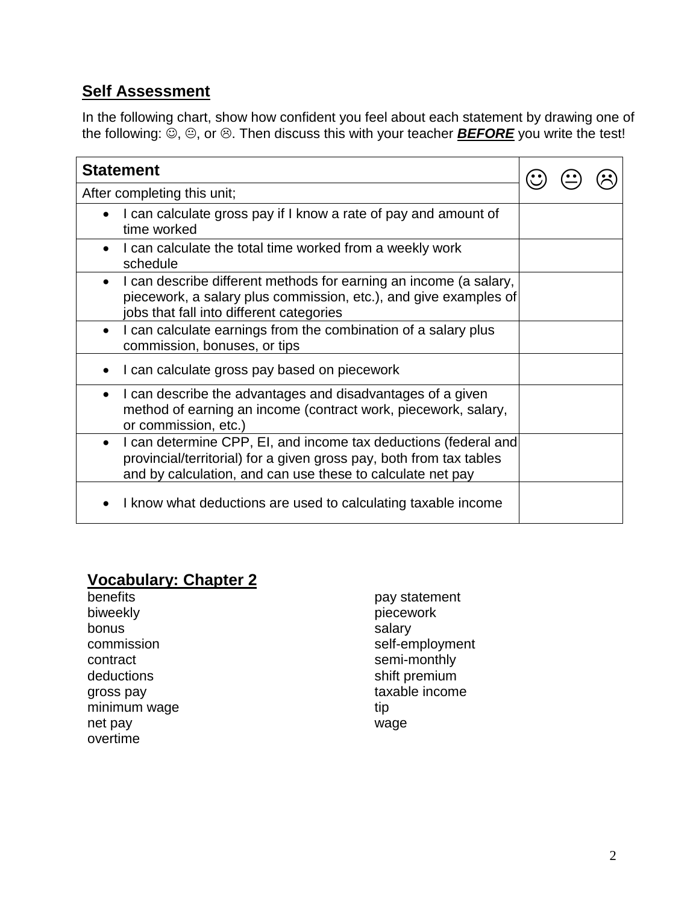## **Self Assessment**

In the following chart, show how confident you feel about each statement by drawing one of the following: ☺, 😐, or ☹. Then discuss this with your teacher ***BEFORE*** you write the test!

| **Statement** | ☺ 😐 ☹ |
|---|---|
| After completing this unit; | |
| • I can calculate gross pay if I know a rate of pay and amount of time worked | |
| • I can calculate the total time worked from a weekly work schedule | |
| • I can describe different methods for earning an income (a salary, piecework, a salary plus commission, etc.), and give examples of jobs that fall into different categories | |
| • I can calculate earnings from the combination of a salary plus commission, bonuses, or tips | |
| • I can calculate gross pay based on piecework | |
| • I can describe the advantages and disadvantages of a given method of earning an income (contract work, piecework, salary, or commission, etc.) | |
| • I can determine CPP, EI, and income tax deductions (federal and provincial/territorial) for a given gross pay, both from tax tables and by calculation, and can use these to calculate net pay | |
| • I know what deductions are used to calculating taxable income | |

## **Vocabulary: Chapter 2**

benefits
biweekly
bonus
commission
contract
deductions
gross pay
minimum wage
net pay
overtime
pay statement
piecework
salary
self-employment
semi-monthly
shift premium
taxable income
tip
wage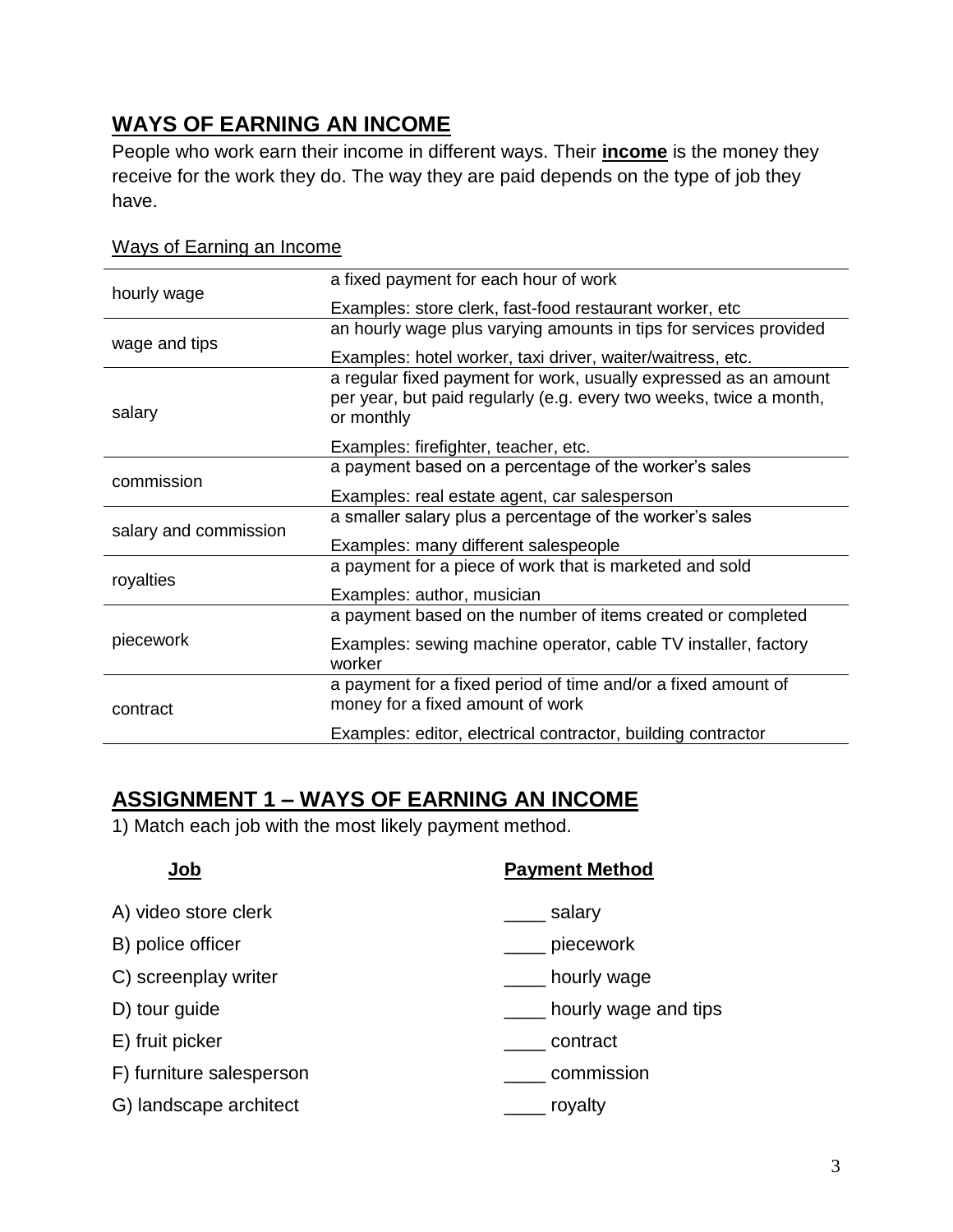## WAYS OF EARNING AN INCOME

People who work earn their income in different ways. Their **income** is the money they receive for the work they do. The way they are paid depends on the type of job they have.

Ways of Earning an Income

| | |
|---|---|
| hourly wage | a fixed payment for each hour of work<br>Examples: store clerk, fast-food restaurant worker, etc |
| wage and tips | an hourly wage plus varying amounts in tips for services provided<br>Examples: hotel worker, taxi driver, waiter/waitress, etc. |
| salary | a regular fixed payment for work, usually expressed as an amount per year, but paid regularly (e.g. every two weeks, twice a month, or monthly<br>Examples: firefighter, teacher, etc. |
| commission | a payment based on a percentage of the worker's sales<br>Examples: real estate agent, car salesperson |
| salary and commission | a smaller salary plus a percentage of the worker's sales<br>Examples: many different salespeople |
| royalties | a payment for a piece of work that is marketed and sold<br>Examples: author, musician |
| piecework | a payment based on the number of items created or completed<br>Examples: sewing machine operator, cable TV installer, factory worker |
| contract | a payment for a fixed period of time and/or a fixed amount of money for a fixed amount of work<br>Examples: editor, electrical contractor, building contractor |

## ASSIGNMENT 1 – WAYS OF EARNING AN INCOME

1) Match each job with the most likely payment method.

| **Job** | **Payment Method** |
|---|---|
| A) video store clerk | ____ salary |
| B) police officer | ____ piecework |
| C) screenplay writer | ____ hourly wage |
| D) tour guide | ____ hourly wage and tips |
| E) fruit picker | ____ contract |
| F) furniture salesperson | ____ commission |
| G) landscape architect | ____ royalty |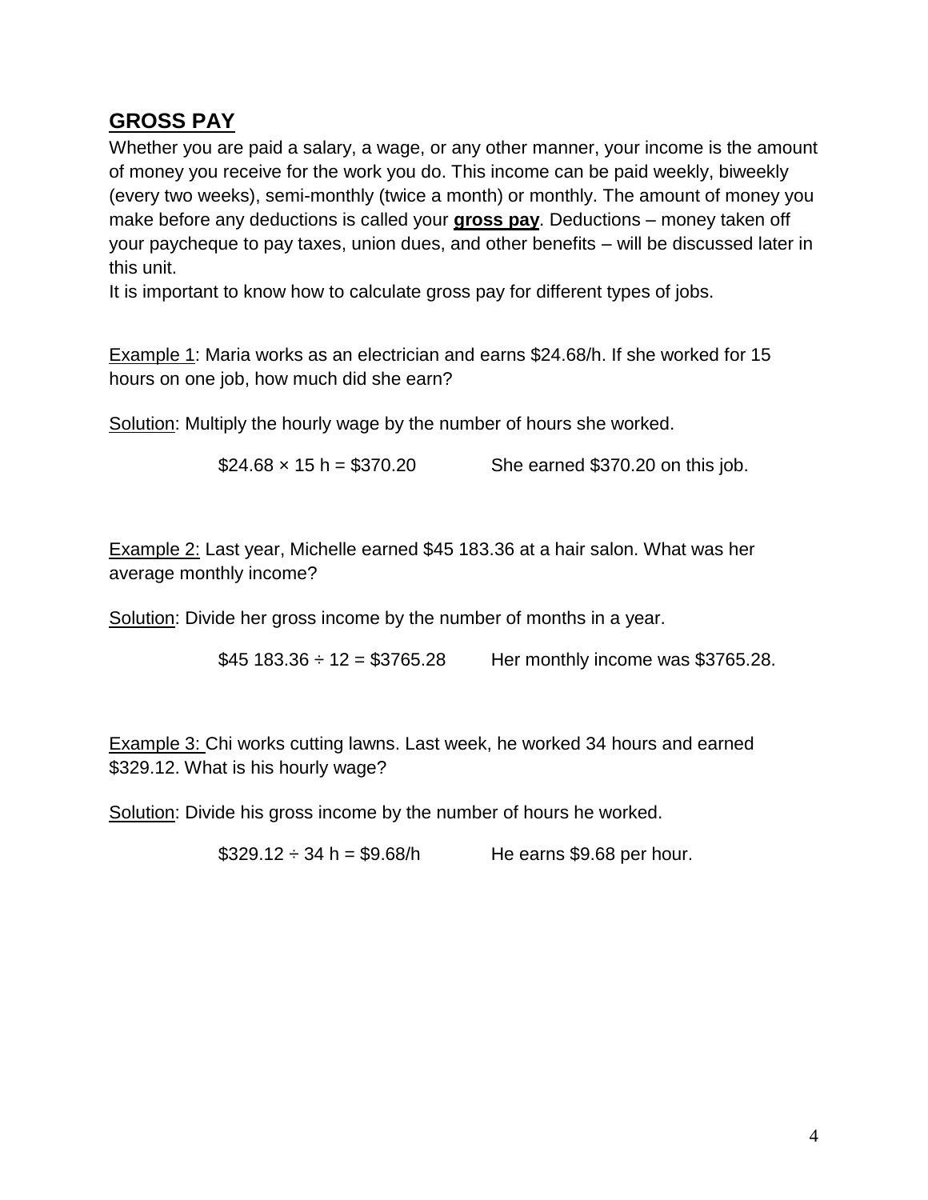## GROSS PAY

Whether you are paid a salary, a wage, or any other manner, your income is the amount of money you receive for the work you do. This income can be paid weekly, biweekly (every two weeks), semi-monthly (twice a month) or monthly. The amount of money you make before any deductions is called your **gross pay**. Deductions – money taken off your paycheque to pay taxes, union dues, and other benefits – will be discussed later in this unit.

It is important to know how to calculate gross pay for different types of jobs.

Example 1: Maria works as an electrician and earns $24.68/h. If she worked for 15 hours on one job, how much did she earn?

Solution: Multiply the hourly wage by the number of hours she worked.

$\$24.68 \times 15 \text{ h} = \$370.20$ She earned $370.20 on this job.

Example 2: Last year, Michelle earned $45 183.36 at a hair salon. What was her average monthly income?

Solution: Divide her gross income by the number of months in a year.

$\$45\ 183.36 \div 12 = \$3765.28$ Her monthly income was $3765.28.

Example 3: Chi works cutting lawns. Last week, he worked 34 hours and earned $329.12. What is his hourly wage?

Solution: Divide his gross income by the number of hours he worked.

$\$329.12 \div 34 \text{ h} = \$9.68/\text{h}$ He earns $9.68 per hour.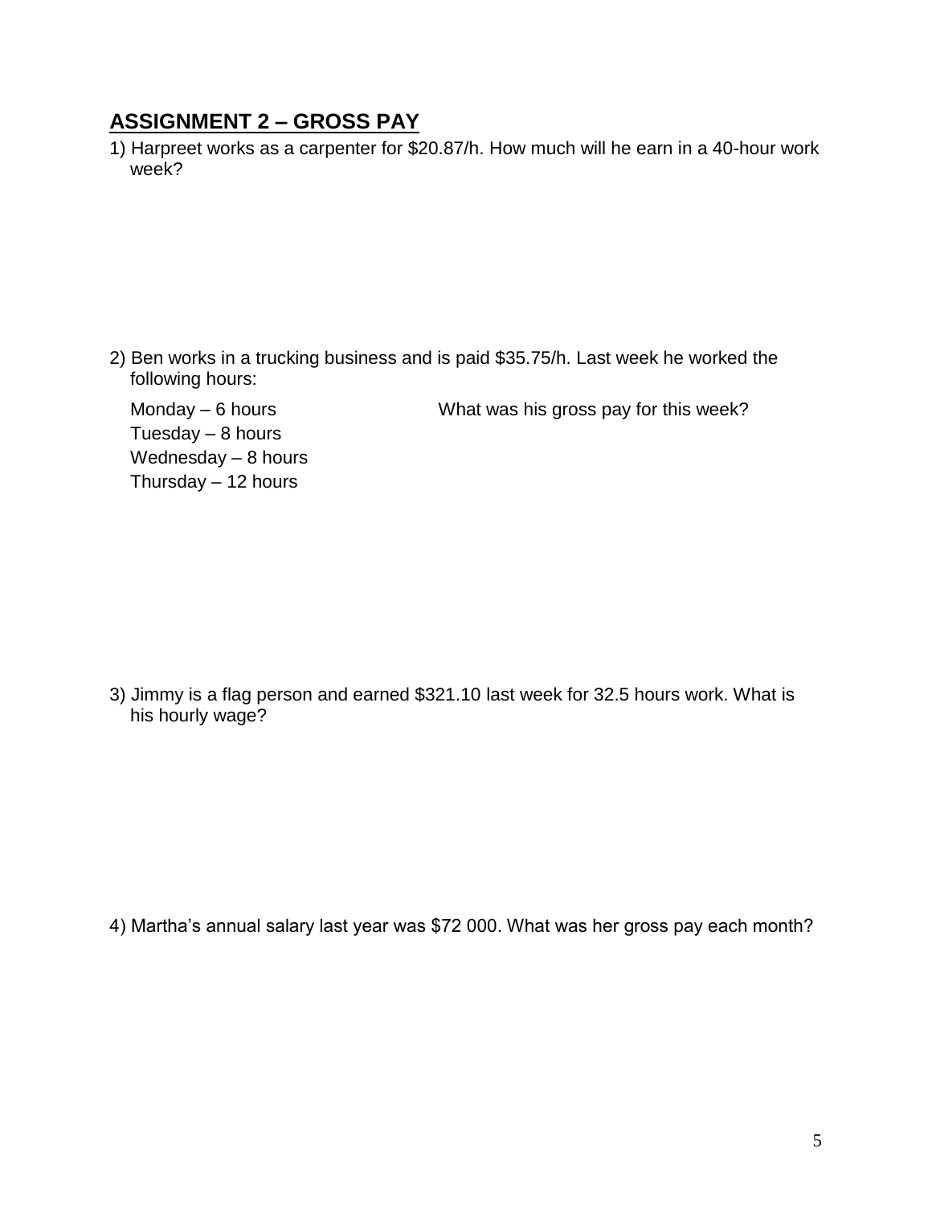## ASSIGNMENT 2 – GROSS PAY

1) Harpreet works as a carpenter for $20.87/h. How much will he earn in a 40-hour work week?

2) Ben works in a trucking business and is paid $35.75/h. Last week he worked the following hours:

Monday – 6 hours
Tuesday – 8 hours
Wednesday – 8 hours
Thursday – 12 hours

What was his gross pay for this week?

3) Jimmy is a flag person and earned $321.10 last week for 32.5 hours work. What is his hourly wage?

4) Martha's annual salary last year was $72 000. What was her gross pay each month?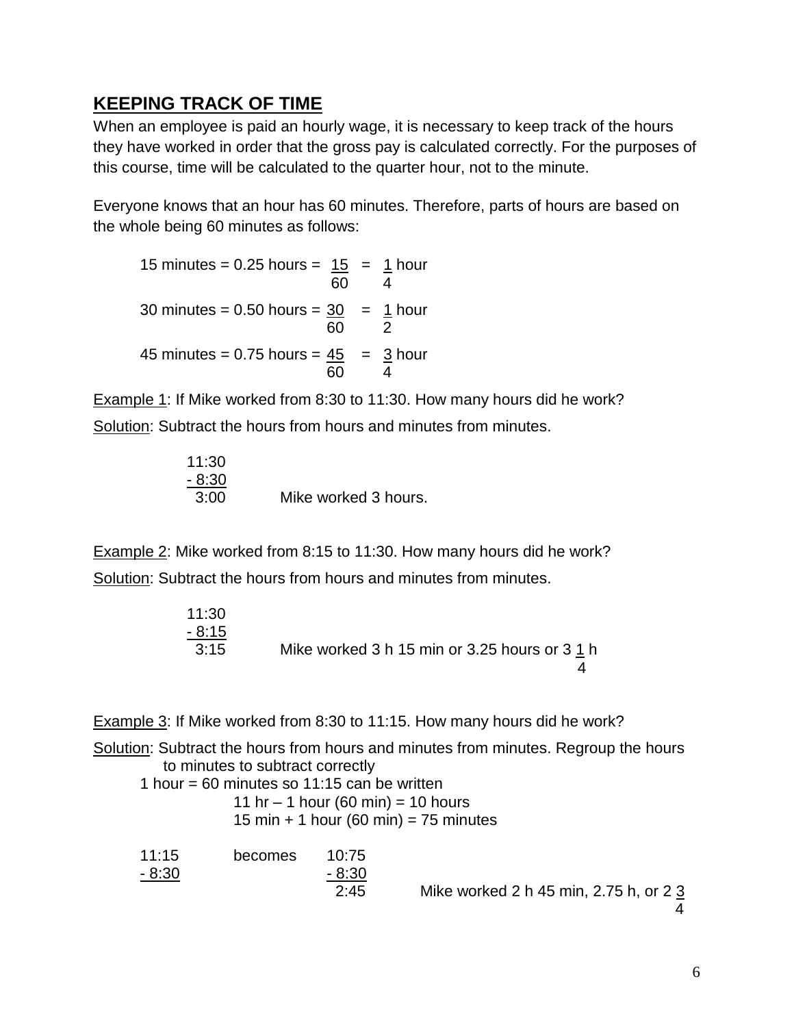## KEEPING TRACK OF TIME

When an employee is paid an hourly wage, it is necessary to keep track of the hours they have worked in order that the gross pay is calculated correctly. For the purposes of this course, time will be calculated to the quarter hour, not to the minute.

Everyone knows that an hour has 60 minutes. Therefore, parts of hours are based on the whole being 60 minutes as follows:

15 minutes = 0.25 hours = $\frac{15}{60} = \frac{1}{4}$ hour

30 minutes = 0.50 hours = $\frac{30}{60} = \frac{1}{2}$ hour

45 minutes = 0.75 hours = $\frac{45}{60} = \frac{3}{4}$ hour

Example 1: If Mike worked from 8:30 to 11:30. How many hours did he work?

Solution: Subtract the hours from hours and minutes from minutes.

```
 11:30
- 8:30
  3:00
```

Mike worked 3 hours.

Example 2: Mike worked from 8:15 to 11:30. How many hours did he work?

Solution: Subtract the hours from hours and minutes from minutes.

```
 11:30
- 8:15
  3:15
```

Mike worked 3 h 15 min or 3.25 hours or $3\frac{1}{4}$ h

Example 3: If Mike worked from 8:30 to 11:15. How many hours did he work?

Solution: Subtract the hours from hours and minutes from minutes. Regroup the hours to minutes to subtract correctly

1 hour = 60 minutes so 11:15 can be written

11 hr – 1 hour (60 min) = 10 hours

15 min + 1 hour (60 min) = 75 minutes

```
 11:15    becomes    10:75
- 8:30              - 8:30
                      2:45
```

Mike worked 2 h 45 min, 2.75 h, or $2\frac{3}{4}$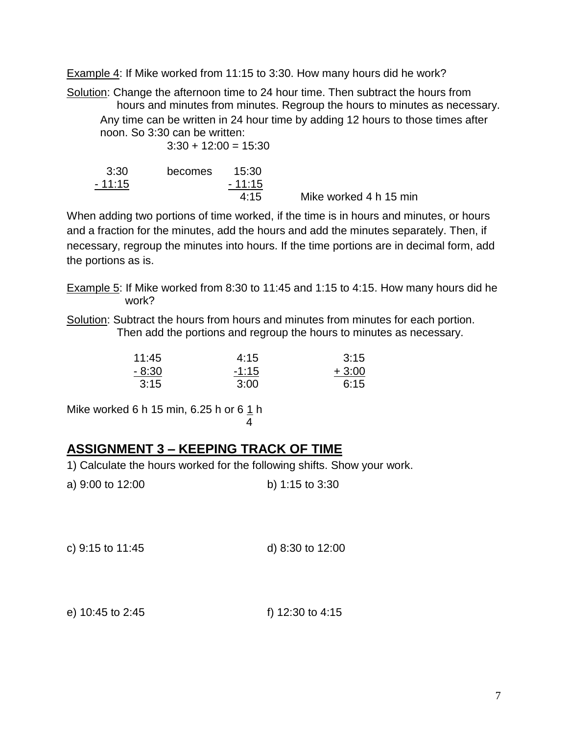Example 4: If Mike worked from 11:15 to 3:30. How many hours did he work?

Solution: Change the afternoon time to 24 hour time. Then subtract the hours from hours and minutes from minutes. Regroup the hours to minutes as necessary.

Any time can be written in 24 hour time by adding 12 hours to those times after noon. So 3:30 can be written:

3:30 + 12:00 = 15:30

```
  3:30      becomes    15:30
- 11:15               - 11:15
                         4:15      Mike worked 4 h 15 min
```

When adding two portions of time worked, if the time is in hours and minutes, or hours and a fraction for the minutes, add the hours and add the minutes separately. Then, if necessary, regroup the minutes into hours. If the time portions are in decimal form, add the portions as is.

Example 5: If Mike worked from 8:30 to 11:45 and 1:15 to 4:15. How many hours did he work?

Solution: Subtract the hours from hours and minutes from minutes for each portion. Then add the portions and regroup the hours to minutes as necessary.

```
 11:45        4:15        3:15
 - 8:30      -1:15      + 3:00
   3:15       3:00        6:15
```

Mike worked 6 h 15 min, 6.25 h or $6\frac{1}{4}$ h

## ASSIGNMENT 3 – KEEPING TRACK OF TIME

1) Calculate the hours worked for the following shifts. Show your work.

a) 9:00 to 12:00

b) 1:15 to 3:30

c) 9:15 to 11:45

d) 8:30 to 12:00

e) 10:45 to 2:45

f) 12:30 to 4:15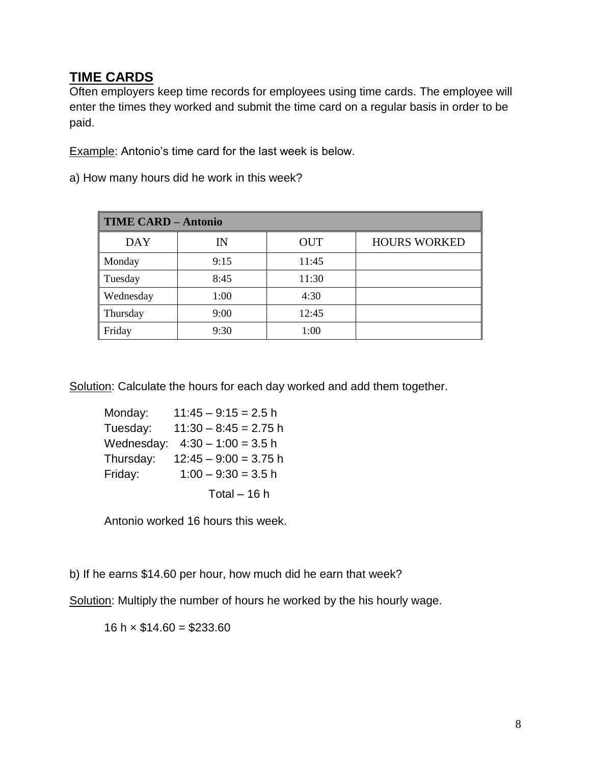## TIME CARDS

Often employers keep time records for employees using time cards. The employee will enter the times they worked and submit the time card on a regular basis in order to be paid.

Example: Antonio's time card for the last week is below.

a) How many hours did he work in this week?

| **TIME CARD – Antonio** | | | |
|---|---|---|---|
| DAY | IN | OUT | HOURS WORKED |
| Monday | 9:15 | 11:45 | |
| Tuesday | 8:45 | 11:30 | |
| Wednesday | 1:00 | 4:30 | |
| Thursday | 9:00 | 12:45 | |
| Friday | 9:30 | 1:00 | |

Solution: Calculate the hours for each day worked and add them together.

Monday: 11:45 – 9:15 = 2.5 h
Tuesday: 11:30 – 8:45 = 2.75 h
Wednesday: 4:30 – 1:00 = 3.5 h
Thursday: 12:45 – 9:00 = 3.75 h
Friday: 1:00 – 9:30 = 3.5 h

Total – 16 h

Antonio worked 16 hours this week.

b) If he earns $14.60 per hour, how much did he earn that week?

Solution: Multiply the number of hours he worked by the his hourly wage.

16 h × $14.60 = $233.60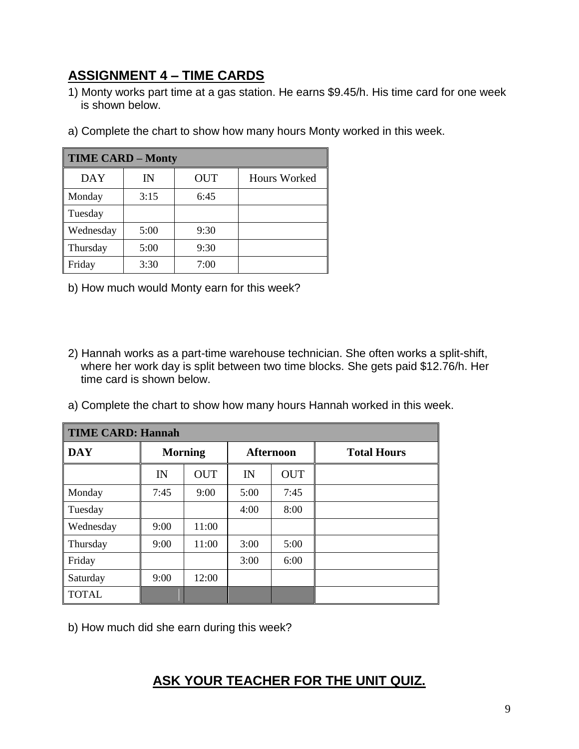## ASSIGNMENT 4 – TIME CARDS

1) Monty works part time at a gas station. He earns $9.45/h. His time card for one week is shown below.

a) Complete the chart to show how many hours Monty worked in this week.

| TIME CARD – Monty | | | |
|---|---|---|---|
| DAY | IN | OUT | Hours Worked |
| Monday | 3:15 | 6:45 | |
| Tuesday | | | |
| Wednesday | 5:00 | 9:30 | |
| Thursday | 5:00 | 9:30 | |
| Friday | 3:30 | 7:00 | |

b) How much would Monty earn for this week?

2) Hannah works as a part-time warehouse technician. She often works a split-shift, where her work day is split between two time blocks. She gets paid $12.76/h. Her time card is shown below.

a) Complete the chart to show how many hours Hannah worked in this week.

| TIME CARD: Hannah | | | | | |
|---|---|---|---|---|---|
| **DAY** | **Morning** | | **Afternoon** | | **Total Hours** |
| | IN | OUT | IN | OUT | |
| Monday | 7:45 | 9:00 | 5:00 | 7:45 | |
| Tuesday | | | 4:00 | 8:00 | |
| Wednesday | 9:00 | 11:00 | | | |
| Thursday | 9:00 | 11:00 | 3:00 | 5:00 | |
| Friday | | | 3:00 | 6:00 | |
| Saturday | 9:00 | 12:00 | | | |
| TOTAL | | | | | |

b) How much did she earn during this week?

## ASK YOUR TEACHER FOR THE UNIT QUIZ.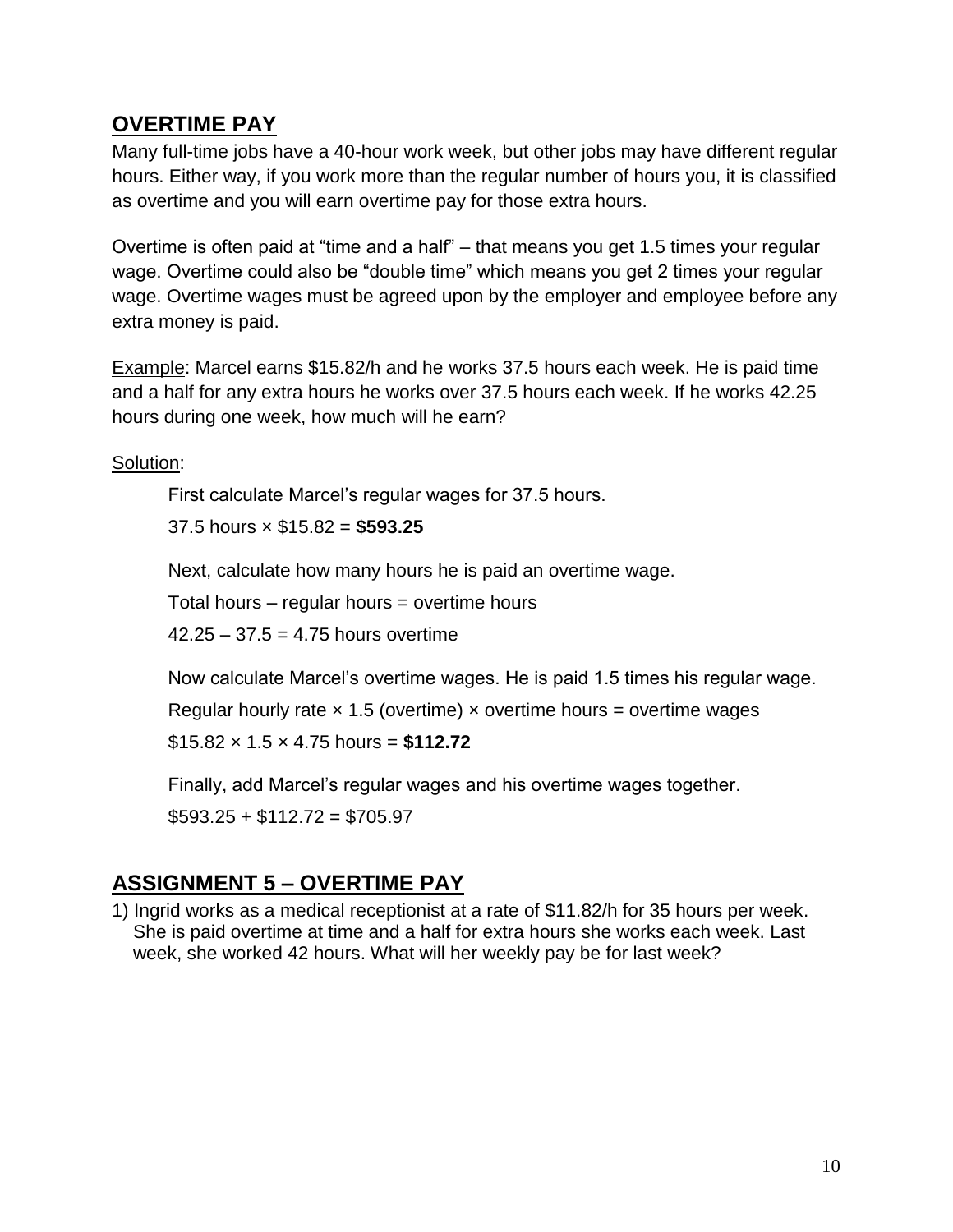## OVERTIME PAY

Many full-time jobs have a 40-hour work week, but other jobs may have different regular hours. Either way, if you work more than the regular number of hours you, it is classified as overtime and you will earn overtime pay for those extra hours.

Overtime is often paid at "time and a half" – that means you get 1.5 times your regular wage. Overtime could also be "double time" which means you get 2 times your regular wage. Overtime wages must be agreed upon by the employer and employee before any extra money is paid.

Example: Marcel earns \$15.82/h and he works 37.5 hours each week. He is paid time and a half for any extra hours he works over 37.5 hours each week. If he works 42.25 hours during one week, how much will he earn?

Solution:

First calculate Marcel's regular wages for 37.5 hours.

37.5 hours × \$15.82 = **\$593.25**

Next, calculate how many hours he is paid an overtime wage.

Total hours – regular hours = overtime hours

42.25 – 37.5 = 4.75 hours overtime

Now calculate Marcel's overtime wages. He is paid 1.5 times his regular wage.

Regular hourly rate × 1.5 (overtime) × overtime hours = overtime wages

\$15.82 × 1.5 × 4.75 hours = **\$112.72**

Finally, add Marcel's regular wages and his overtime wages together.

\$593.25 + \$112.72 = \$705.97

## ASSIGNMENT 5 – OVERTIME PAY

1) Ingrid works as a medical receptionist at a rate of \$11.82/h for 35 hours per week. She is paid overtime at time and a half for extra hours she works each week. Last week, she worked 42 hours. What will her weekly pay be for last week?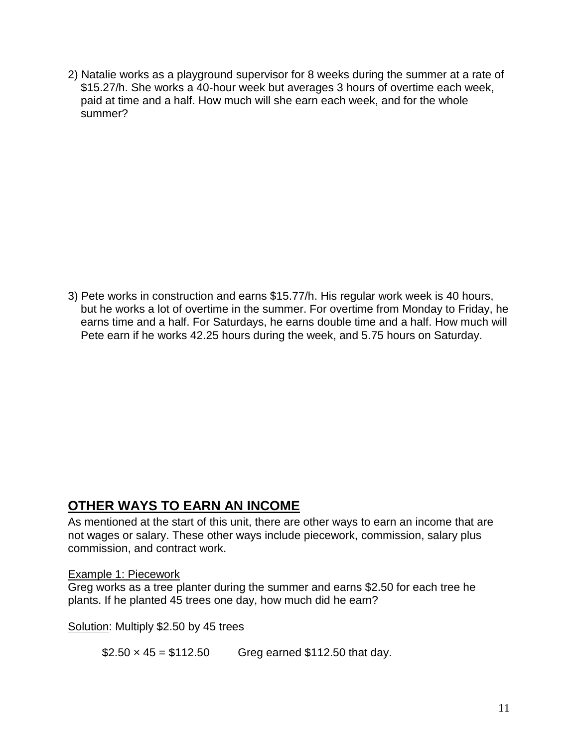2) Natalie works as a playground supervisor for 8 weeks during the summer at a rate of $15.27/h. She works a 40-hour week but averages 3 hours of overtime each week, paid at time and a half. How much will she earn each week, and for the whole summer?

3) Pete works in construction and earns $15.77/h. His regular work week is 40 hours, but he works a lot of overtime in the summer. For overtime from Monday to Friday, he earns time and a half. For Saturdays, he earns double time and a half. How much will Pete earn if he works 42.25 hours during the week, and 5.75 hours on Saturday.

## OTHER WAYS TO EARN AN INCOME

As mentioned at the start of this unit, there are other ways to earn an income that are not wages or salary. These other ways include piecework, commission, salary plus commission, and contract work.

<u>Example 1: Piecework</u>
Greg works as a tree planter during the summer and earns $2.50 for each tree he plants. If he planted 45 trees one day, how much did he earn?

<u>Solution</u>: Multiply $2.50 by 45 trees

$2.50 × 45 = $112.50 Greg earned $112.50 that day.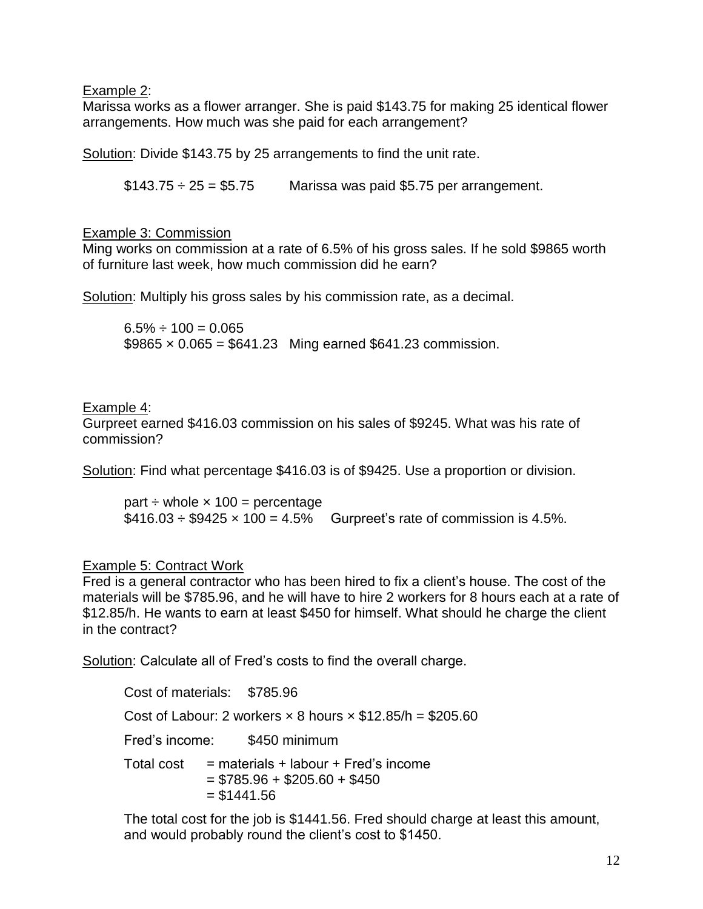Example 2:

Marissa works as a flower arranger. She is paid $143.75 for making 25 identical flower arrangements. How much was she paid for each arrangement?

Solution: Divide $143.75 by 25 arrangements to find the unit rate.

$\$143.75 \div 25 = \$5.75$ Marissa was paid $5.75 per arrangement.

Example 3: Commission

Ming works on commission at a rate of 6.5% of his gross sales. If he sold $9865 worth of furniture last week, how much commission did he earn?

Solution: Multiply his gross sales by his commission rate, as a decimal.

$6.5\% \div 100 = 0.065$

$\$9865 \times 0.065 = \$641.23$ Ming earned $641.23 commission.

Example 4:

Gurpreet earned $416.03 commission on his sales of $9245. What was his rate of commission?

Solution: Find what percentage $416.03 is of $9425. Use a proportion or division.

part ÷ whole × 100 = percentage

$\$416.03 \div \$9425 \times 100 = 4.5\%$ Gurpreet's rate of commission is 4.5%.

Example 5: Contract Work

Fred is a general contractor who has been hired to fix a client's house. The cost of the materials will be $785.96, and he will have to hire 2 workers for 8 hours each at a rate of $12.85/h. He wants to earn at least $450 for himself. What should he charge the client in the contract?

Solution: Calculate all of Fred's costs to find the overall charge.

Cost of materials: $785.96

Cost of Labour: 2 workers × 8 hours × $12.85/h = $205.60

Fred's income: $450 minimum

Total cost = materials + labour + Fred's income
= $785.96 + $205.60 + $450
= $1441.56

The total cost for the job is $1441.56. Fred should charge at least this amount, and would probably round the client's cost to $1450.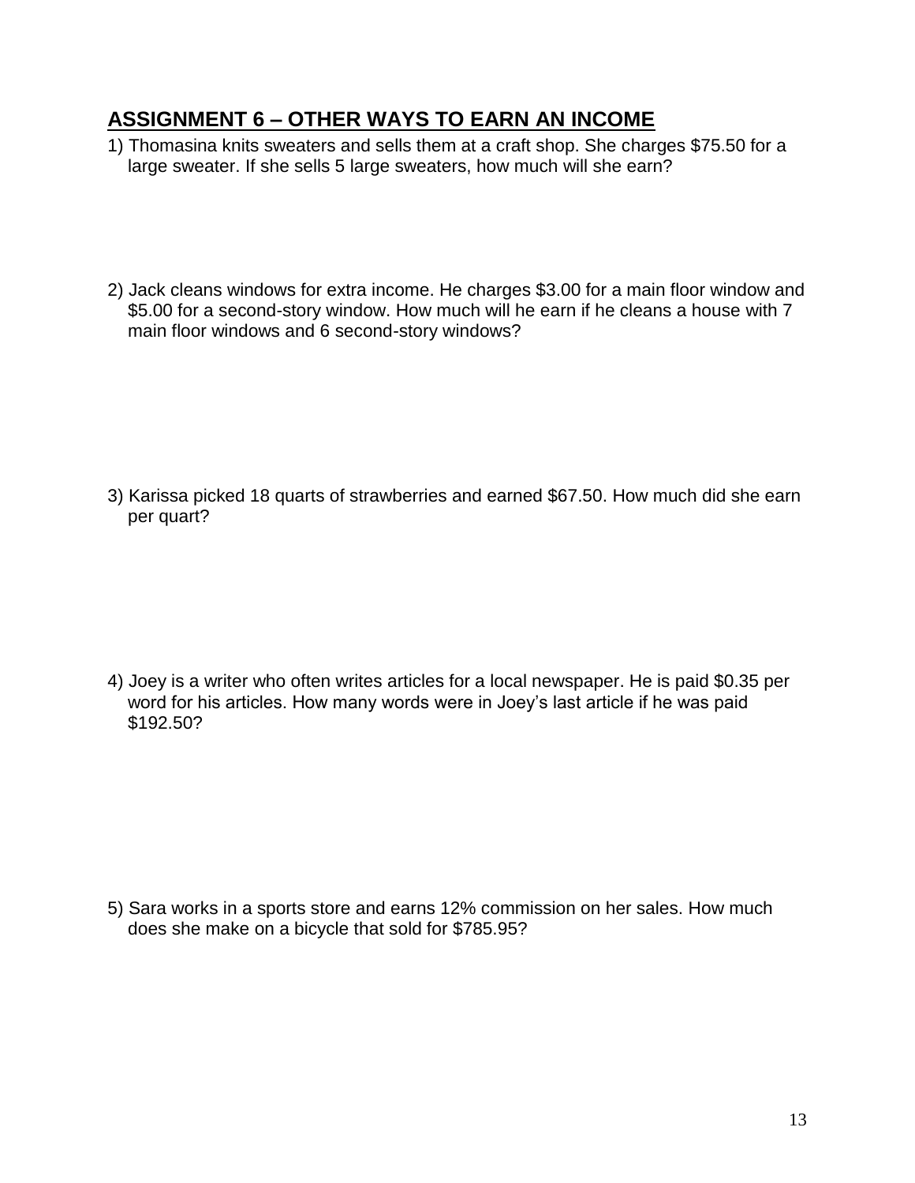## ASSIGNMENT 6 – OTHER WAYS TO EARN AN INCOME

1) Thomasina knits sweaters and sells them at a craft shop. She charges $75.50 for a large sweater. If she sells 5 large sweaters, how much will she earn?

2) Jack cleans windows for extra income. He charges $3.00 for a main floor window and $5.00 for a second-story window. How much will he earn if he cleans a house with 7 main floor windows and 6 second-story windows?

3) Karissa picked 18 quarts of strawberries and earned $67.50. How much did she earn per quart?

4) Joey is a writer who often writes articles for a local newspaper. He is paid $0.35 per word for his articles. How many words were in Joey's last article if he was paid $192.50?

5) Sara works in a sports store and earns 12% commission on her sales. How much does she make on a bicycle that sold for $785.95?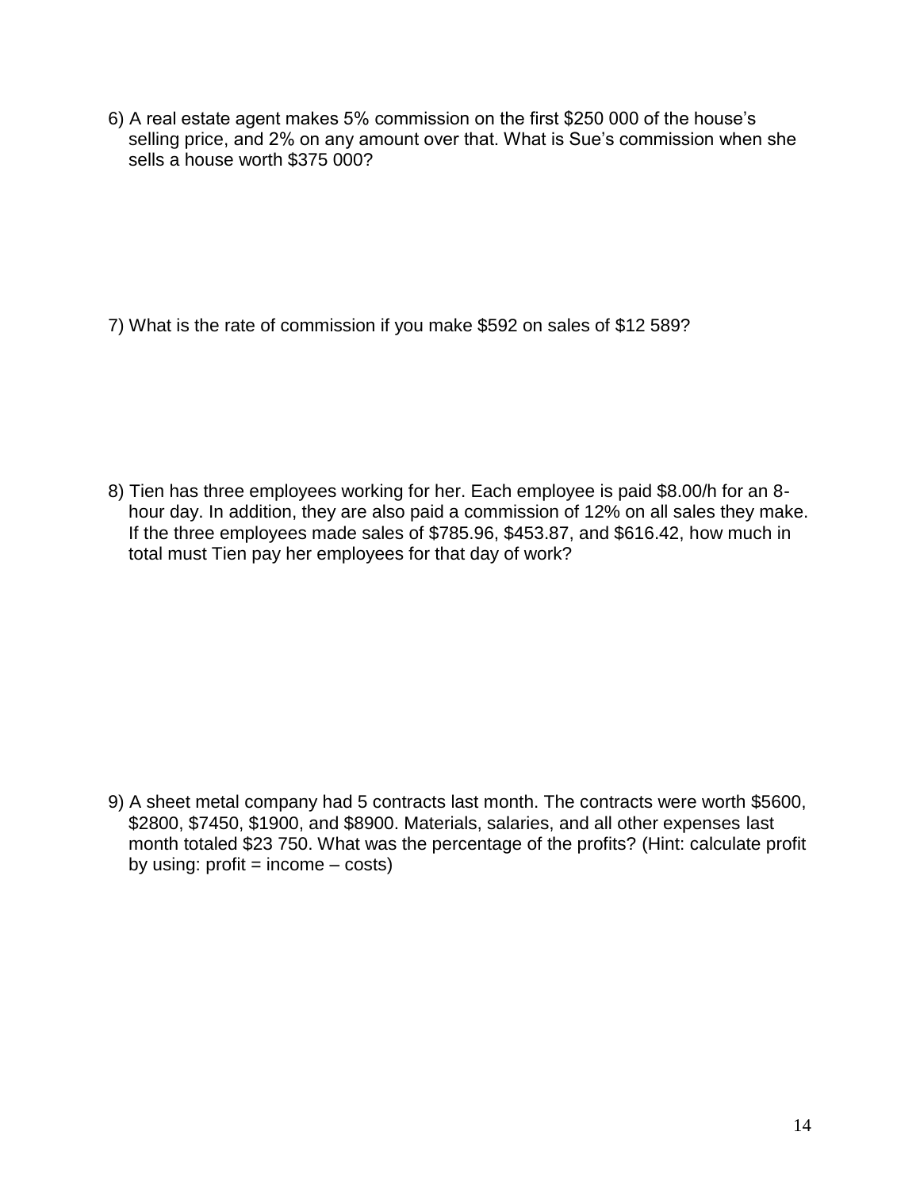6) A real estate agent makes 5% commission on the first $250 000 of the house's selling price, and 2% on any amount over that. What is Sue's commission when she sells a house worth $375 000?

7) What is the rate of commission if you make $592 on sales of $12 589?

8) Tien has three employees working for her. Each employee is paid $8.00/h for an 8-hour day. In addition, they are also paid a commission of 12% on all sales they make. If the three employees made sales of $785.96, $453.87, and $616.42, how much in total must Tien pay her employees for that day of work?

9) A sheet metal company had 5 contracts last month. The contracts were worth $5600, $2800, $7450, $1900, and $8900. Materials, salaries, and all other expenses last month totaled $23 750. What was the percentage of the profits? (Hint: calculate profit by using: profit = income – costs)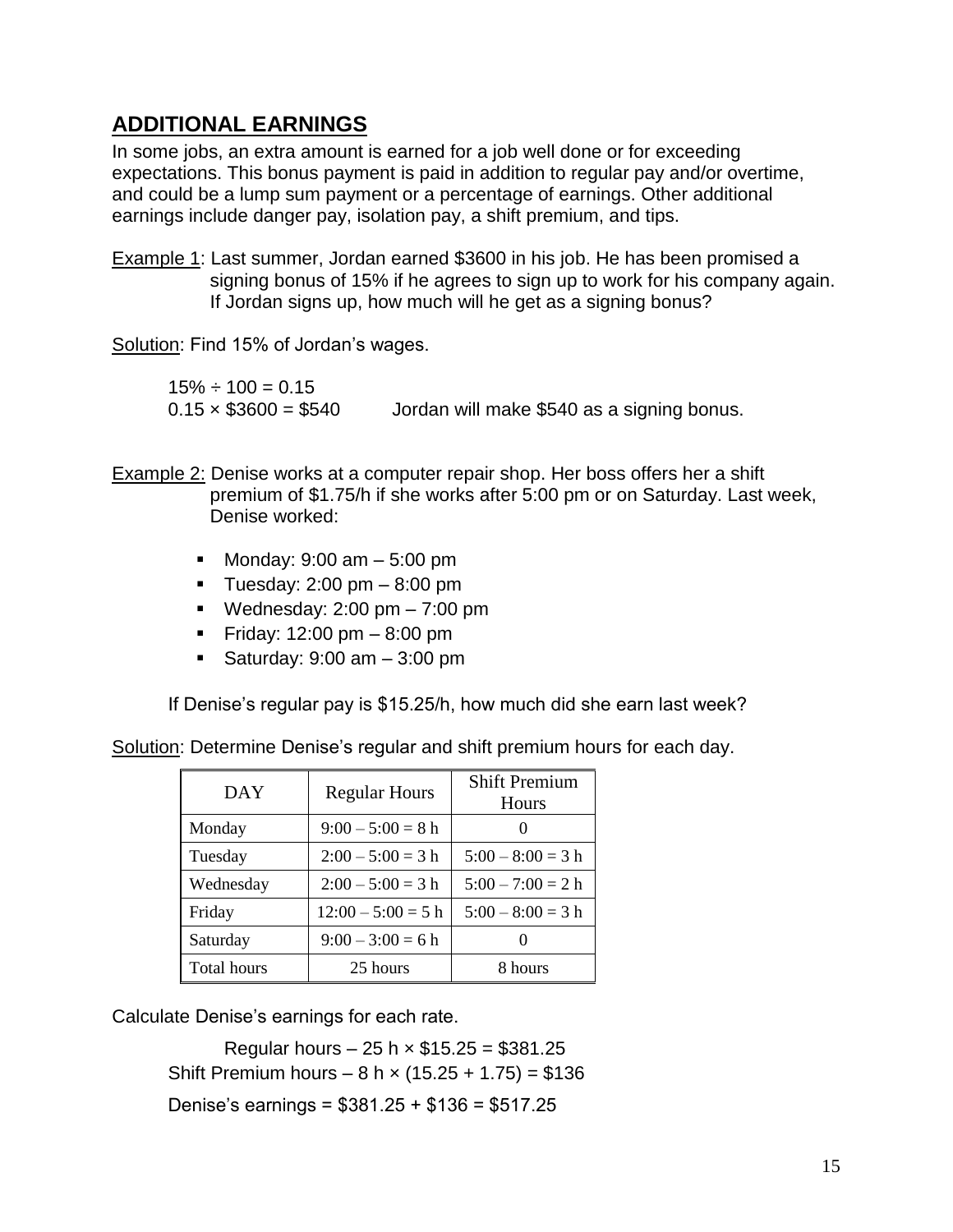## ADDITIONAL EARNINGS

In some jobs, an extra amount is earned for a job well done or for exceeding expectations. This bonus payment is paid in addition to regular pay and/or overtime, and could be a lump sum payment or a percentage of earnings. Other additional earnings include danger pay, isolation pay, a shift premium, and tips.

Example 1: Last summer, Jordan earned $3600 in his job. He has been promised a signing bonus of 15% if he agrees to sign up to work for his company again. If Jordan signs up, how much will he get as a signing bonus?

Solution: Find 15% of Jordan's wages.

$15\% \div 100 = 0.15$

$0.15 \times \$3600 = \$540$ Jordan will make $540 as a signing bonus.

Example 2: Denise works at a computer repair shop. Her boss offers her a shift premium of $1.75/h if she works after 5:00 pm or on Saturday. Last week, Denise worked:

- Monday: 9:00 am – 5:00 pm
- Tuesday: 2:00 pm – 8:00 pm
- Wednesday: 2:00 pm – 7:00 pm
- Friday: 12:00 pm – 8:00 pm
- Saturday: 9:00 am – 3:00 pm

If Denise's regular pay is $15.25/h, how much did she earn last week?

Solution: Determine Denise's regular and shift premium hours for each day.

| DAY | Regular Hours | Shift Premium Hours |
|---|---|---|
| Monday | 9:00 – 5:00 = 8 h | 0 |
| Tuesday | 2:00 – 5:00 = 3 h | 5:00 – 8:00 = 3 h |
| Wednesday | 2:00 – 5:00 = 3 h | 5:00 – 7:00 = 2 h |
| Friday | 12:00 – 5:00 = 5 h | 5:00 – 8:00 = 3 h |
| Saturday | 9:00 – 3:00 = 6 h | 0 |
| Total hours | 25 hours | 8 hours |

Calculate Denise's earnings for each rate.

Regular hours – $25 \text{ h} \times \$15.25 = \$381.25$

Shift Premium hours – $8 \text{ h} \times (15.25 + 1.75) = \$136$

Denise's earnings = $\$381.25 + \$136 = \$517.25$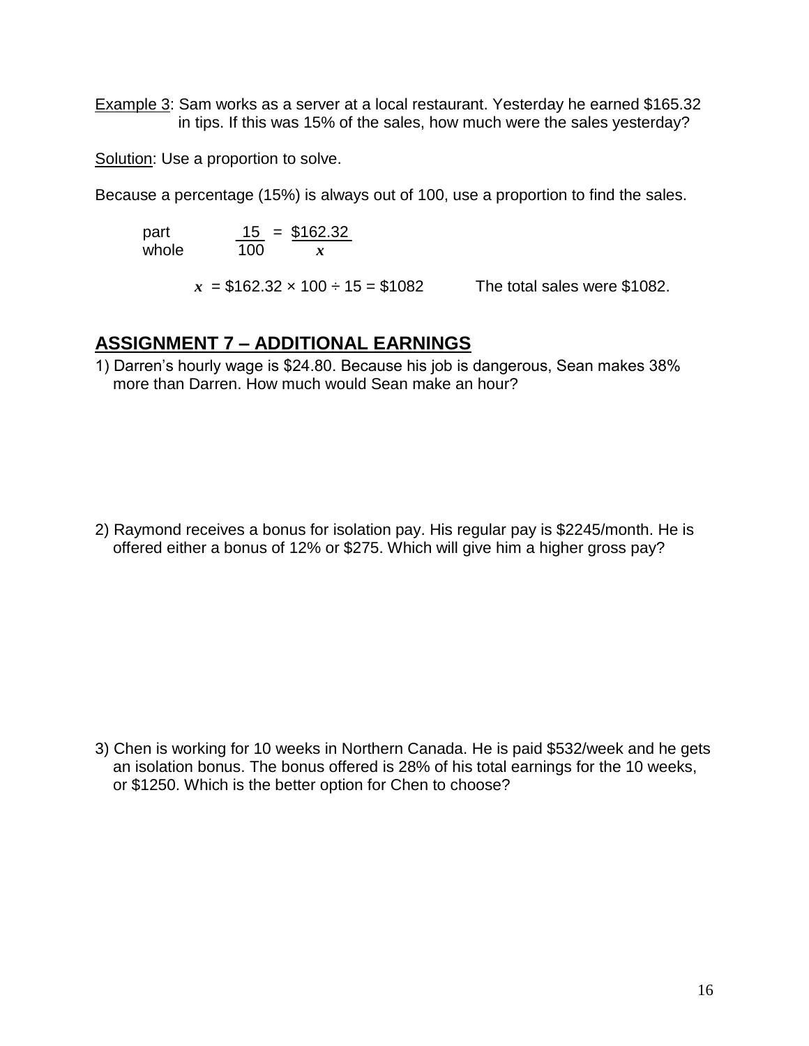Example 3: Sam works as a server at a local restaurant. Yesterday he earned $165.32 in tips. If this was 15% of the sales, how much were the sales yesterday?

Solution: Use a proportion to solve.

Because a percentage (15%) is always out of 100, use a proportion to find the sales.

$$\frac{\text{part}}{\text{whole}} \qquad \frac{15}{100} = \frac{\$162.32}{x}$$

$x$ = $162.32 × 100 ÷ 15 = $1082     The total sales were $1082.

## ASSIGNMENT 7 – ADDITIONAL EARNINGS

1) Darren's hourly wage is $24.80. Because his job is dangerous, Sean makes 38% more than Darren. How much would Sean make an hour?

2) Raymond receives a bonus for isolation pay. His regular pay is $2245/month. He is offered either a bonus of 12% or $275. Which will give him a higher gross pay?

3) Chen is working for 10 weeks in Northern Canada. He is paid $532/week and he gets an isolation bonus. The bonus offered is 28% of his total earnings for the 10 weeks, or $1250. Which is the better option for Chen to choose?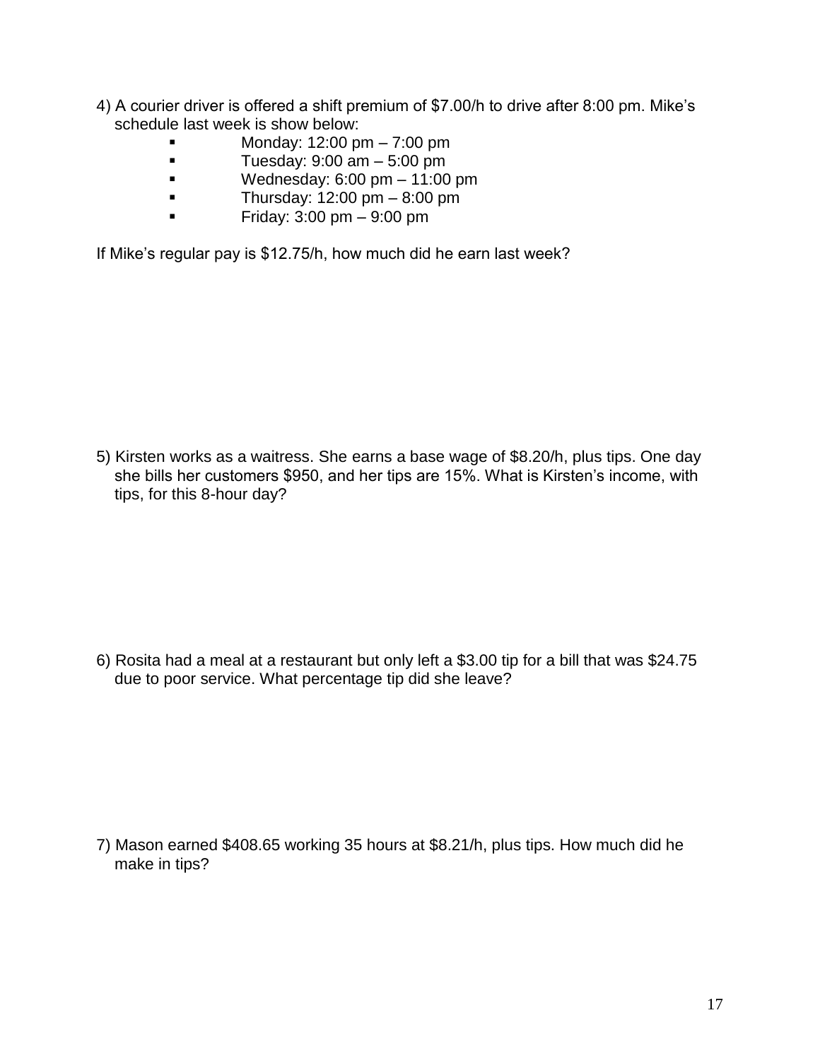4) A courier driver is offered a shift premium of $7.00/h to drive after 8:00 pm. Mike's schedule last week is show below:

- Monday: 12:00 pm – 7:00 pm
- Tuesday: 9:00 am – 5:00 pm
- Wednesday: 6:00 pm – 11:00 pm
- Thursday: 12:00 pm – 8:00 pm
- Friday: 3:00 pm – 9:00 pm

If Mike's regular pay is $12.75/h, how much did he earn last week?

5) Kirsten works as a waitress. She earns a base wage of $8.20/h, plus tips. One day she bills her customers $950, and her tips are 15%. What is Kirsten's income, with tips, for this 8-hour day?

6) Rosita had a meal at a restaurant but only left a $3.00 tip for a bill that was $24.75 due to poor service. What percentage tip did she leave?

7) Mason earned $408.65 working 35 hours at $8.21/h, plus tips. How much did he make in tips?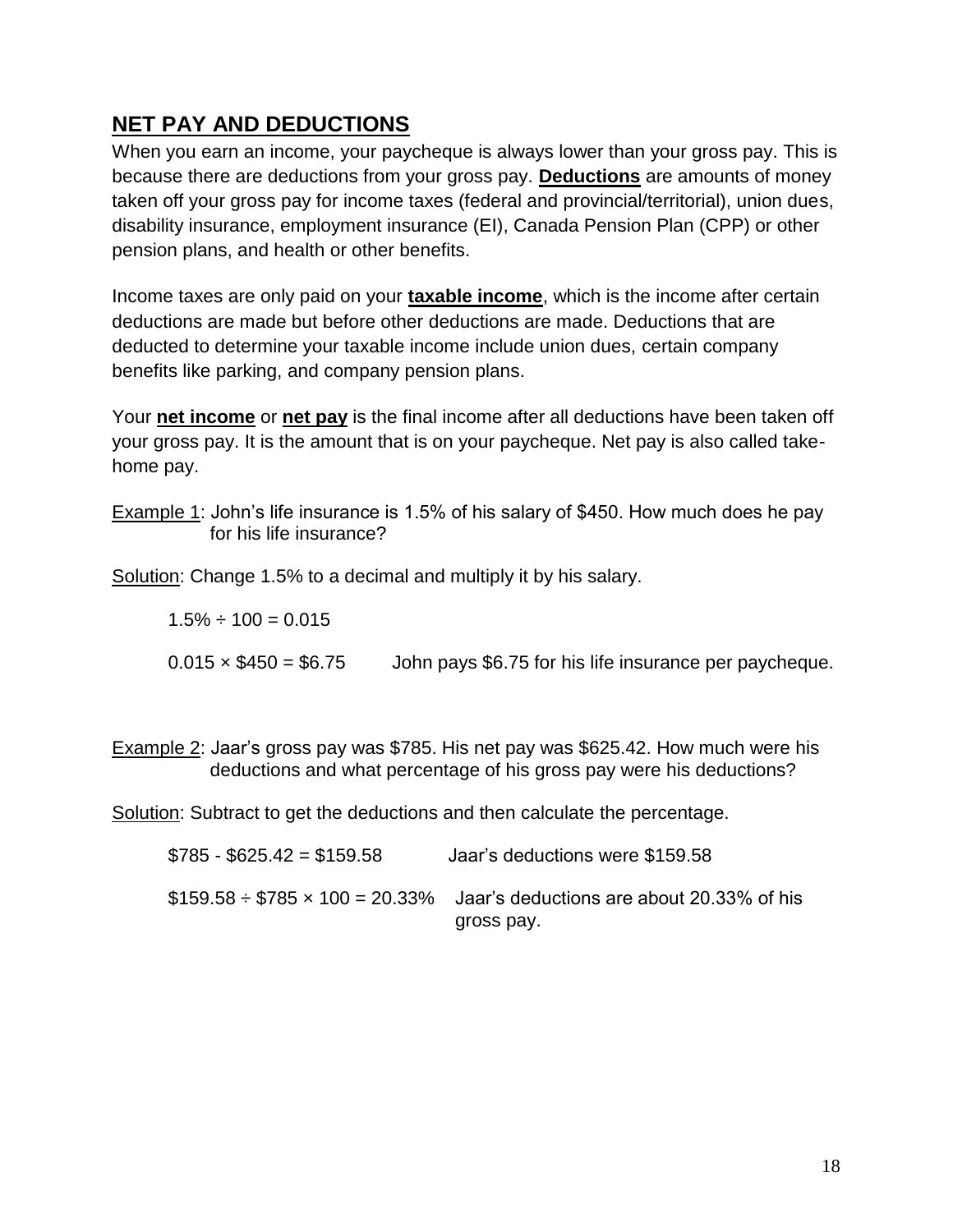## NET PAY AND DEDUCTIONS

When you earn an income, your paycheque is always lower than your gross pay. This is because there are deductions from your gross pay. **Deductions** are amounts of money taken off your gross pay for income taxes (federal and provincial/territorial), union dues, disability insurance, employment insurance (EI), Canada Pension Plan (CPP) or other pension plans, and health or other benefits.

Income taxes are only paid on your **taxable income**, which is the income after certain deductions are made but before other deductions are made. Deductions that are deducted to determine your taxable income include union dues, certain company benefits like parking, and company pension plans.

Your **net income** or **net pay** is the final income after all deductions have been taken off your gross pay. It is the amount that is on your paycheque. Net pay is also called take-home pay.

Example 1: John's life insurance is 1.5% of his salary of $450. How much does he pay for his life insurance?

Solution: Change 1.5% to a decimal and multiply it by his salary.

$1.5\% \div 100 = 0.015$

$0.015 \times \$450 = \$6.75$ John pays $6.75 for his life insurance per paycheque.

Example 2: Jaar's gross pay was $785. His net pay was $625.42. How much were his deductions and what percentage of his gross pay were his deductions?

Solution: Subtract to get the deductions and then calculate the percentage.

$\$785 - \$625.42 = \$159.58$ Jaar's deductions were $159.58

$\$159.58 \div \$785 \times 100 = 20.33\%$ Jaar's deductions are about 20.33% of his gross pay.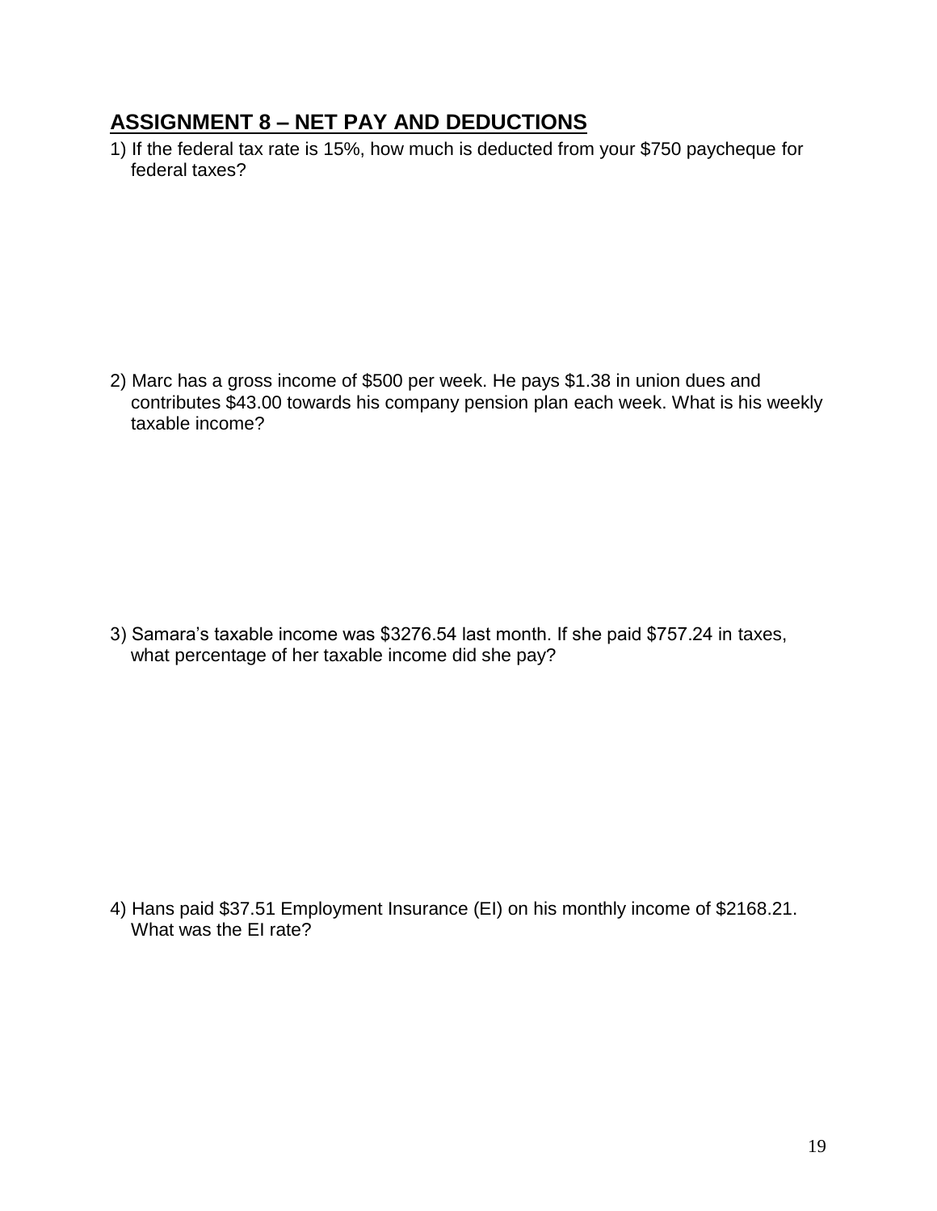## ASSIGNMENT 8 – NET PAY AND DEDUCTIONS

1) If the federal tax rate is 15%, how much is deducted from your $750 paycheque for federal taxes?

2) Marc has a gross income of $500 per week. He pays $1.38 in union dues and contributes $43.00 towards his company pension plan each week. What is his weekly taxable income?

3) Samara's taxable income was $3276.54 last month. If she paid $757.24 in taxes, what percentage of her taxable income did she pay?

4) Hans paid $37.51 Employment Insurance (EI) on his monthly income of $2168.21. What was the EI rate?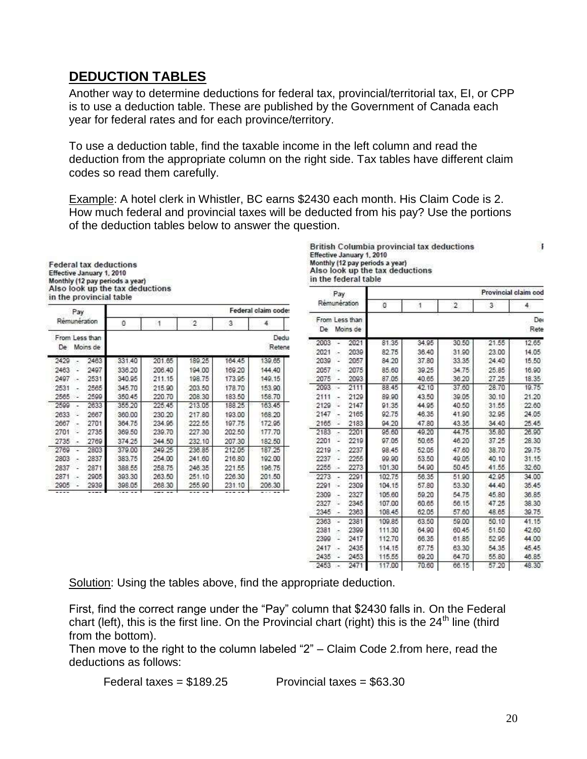## DEDUCTION TABLES

Another way to determine deductions for federal tax, provincial/territorial tax, EI, or CPP is to use a deduction table. These are published by the Government of Canada each year for federal rates and for each province/territory.

To use a deduction table, find the taxable income in the left column and read the deduction from the appropriate column on the right side. Tax tables have different claim codes so read them carefully.

Example: A hotel clerk in Whistler, BC earns $2430 each month. His Claim Code is 2. How much federal and provincial taxes will be deducted from his pay? Use the portions of the deduction tables below to answer the question.

**Federal tax deductions**
Effective January 1, 2010
Monthly (12 pay periods a year)
Also look up the tax deductions in the provincial table

| Pay Rémunération | | Federal claim codes | | | | |
|---|---|---|---|---|---|---|
| From De | Less than Moins de | 0 | 1 | 2 | 3 | 4 |
| | | Deductions Retenues | | | | |
| 2429 | 2463 | 331.40 | 201.65 | 189.25 | 164.45 | 139.65 |
| 2463 | 2497 | 336.20 | 206.40 | 194.00 | 169.20 | 144.40 |
| 2497 | 2531 | 340.95 | 211.15 | 198.75 | 173.95 | 149.15 |
| 2531 | 2565 | 345.70 | 215.90 | 203.50 | 178.70 | 153.90 |
| 2565 | 2599 | 350.45 | 220.70 | 208.30 | 183.50 | 158.70 |
| 2599 | 2633 | 355.20 | 225.45 | 213.05 | 188.25 | 163.45 |
| 2633 | 2667 | 360.00 | 230.20 | 217.80 | 193.00 | 168.20 |
| 2667 | 2701 | 364.75 | 234.95 | 222.55 | 197.75 | 172.95 |
| 2701 | 2735 | 369.50 | 239.70 | 227.30 | 202.50 | 177.70 |
| 2735 | 2769 | 374.25 | 244.50 | 232.10 | 207.30 | 182.50 |
| 2769 | 2803 | 379.00 | 249.25 | 236.85 | 212.05 | 187.25 |
| 2803 | 2837 | 383.75 | 254.00 | 241.60 | 216.80 | 192.00 |
| 2837 | 2871 | 388.55 | 258.75 | 246.35 | 221.55 | 196.75 |
| 2871 | 2905 | 393.30 | 263.50 | 251.10 | 226.30 | 201.50 |
| 2905 | 2939 | 398.05 | 268.30 | 255.90 | 231.10 | 206.30 |

**British Columbia provincial tax deductions**
Effective January 1, 2010
Monthly (12 pay periods a year)
Also look up the tax deductions in the federal table

| Pay Rémunération | | Provincial claim codes | | | | |
|---|---|---|---|---|---|---|
| From De | Less than Moins de | 0 | 1 | 2 | 3 | 4 |
| | | Deductions Retenues | | | | |
| 2003 | 2021 | 81.35 | 34.95 | 30.50 | 21.55 | 12.65 |
| 2021 | 2039 | 82.75 | 36.40 | 31.90 | 23.00 | 14.05 |
| 2039 | 2057 | 84.20 | 37.80 | 33.35 | 24.40 | 15.50 |
| 2057 | 2075 | 85.60 | 39.25 | 34.75 | 25.85 | 16.90 |
| 2075 | 2093 | 87.05 | 40.65 | 36.20 | 27.25 | 18.35 |
| 2093 | 2111 | 88.45 | 42.10 | 37.60 | 28.70 | 19.75 |
| 2111 | 2129 | 89.90 | 43.50 | 39.05 | 30.10 | 21.20 |
| 2129 | 2147 | 91.35 | 44.95 | 40.50 | 31.55 | 22.60 |
| 2147 | 2165 | 92.75 | 46.35 | 41.90 | 32.95 | 24.05 |
| 2165 | 2183 | 94.20 | 47.80 | 43.35 | 34.40 | 25.45 |
| 2183 | 2201 | 95.60 | 49.20 | 44.75 | 35.80 | 26.90 |
| 2201 | 2219 | 97.05 | 50.65 | 46.20 | 37.25 | 28.30 |
| 2219 | 2237 | 98.45 | 52.05 | 47.60 | 38.70 | 29.75 |
| 2237 | 2255 | 99.90 | 53.50 | 49.05 | 40.10 | 31.15 |
| 2255 | 2273 | 101.30 | 54.90 | 50.45 | 41.55 | 32.60 |
| 2273 | 2291 | 102.75 | 56.35 | 51.90 | 42.95 | 34.00 |
| 2291 | 2309 | 104.15 | 57.80 | 53.30 | 44.40 | 35.45 |
| 2309 | 2327 | 105.60 | 59.20 | 54.75 | 45.80 | 36.85 |
| 2327 | 2345 | 107.00 | 60.65 | 56.15 | 47.25 | 38.30 |
| 2345 | 2363 | 108.45 | 62.05 | 57.60 | 48.65 | 39.75 |
| 2363 | 2381 | 109.85 | 63.50 | 59.00 | 50.10 | 41.15 |
| 2381 | 2399 | 111.30 | 64.90 | 60.45 | 51.50 | 42.60 |
| 2399 | 2417 | 112.70 | 66.35 | 61.85 | 52.95 | 44.00 |
| 2417 | 2435 | 114.15 | 67.75 | 63.30 | 54.35 | 45.45 |
| 2435 | 2453 | 115.55 | 69.20 | 64.70 | 55.80 | 46.85 |
| 2453 | 2471 | 117.00 | 70.60 | 66.15 | 57.20 | 48.30 |

Solution: Using the tables above, find the appropriate deduction.

First, find the correct range under the "Pay" column that $2430 falls in. On the Federal chart (left), this is the first line. On the Provincial chart (right) this is the 24th line (third from the bottom).

Then move to the right to the column labeled "2" – Claim Code 2.from here, read the deductions as follows:

Federal taxes = $189.25     Provincial taxes = $63.30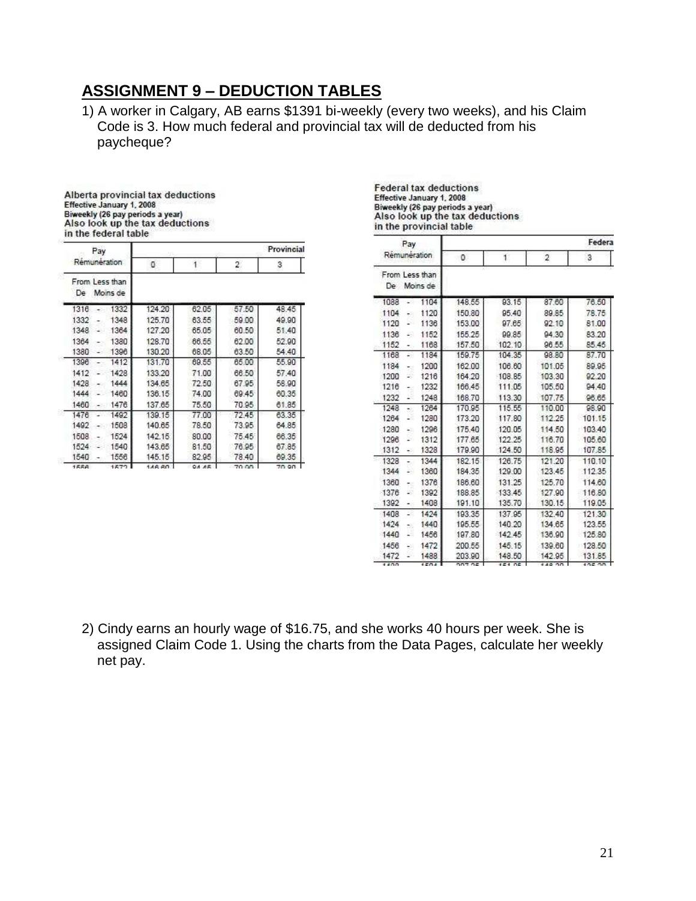## ASSIGNMENT 9 – DEDUCTION TABLES

1) A worker in Calgary, AB earns $1391 bi-weekly (every two weeks), and his Claim Code is 3. How much federal and provincial tax will de deducted from his paycheque?

**Alberta provincial tax deductions**
Effective January 1, 2008
Biweekly (26 pay periods a year)
Also look up the tax deductions in the federal table

| Pay Rémunération | | | Provincial | | | |
|---|---|---|---|---|---|---|
| From De | Less than Moins de | 0 | 1 | 2 | 3 |
| 1316 | 1332 | 124.20 | 62.05 | 57.50 | 48.45 |
| 1332 | 1348 | 125.70 | 63.55 | 59.00 | 49.90 |
| 1348 | 1364 | 127.20 | 65.05 | 60.50 | 51.40 |
| 1364 | 1380 | 128.70 | 66.55 | 62.00 | 52.90 |
| 1380 | 1396 | 130.20 | 68.05 | 63.50 | 54.40 |
| 1396 | 1412 | 131.70 | 69.55 | 65.00 | 55.90 |
| 1412 | 1428 | 133.20 | 71.00 | 66.50 | 57.40 |
| 1428 | 1444 | 134.65 | 72.50 | 67.95 | 58.90 |
| 1444 | 1460 | 136.15 | 74.00 | 69.45 | 60.35 |
| 1460 | 1476 | 137.65 | 75.50 | 70.95 | 61.85 |
| 1476 | 1492 | 139.15 | 77.00 | 72.45 | 63.35 |
| 1492 | 1508 | 140.65 | 78.50 | 73.95 | 64.85 |
| 1508 | 1524 | 142.15 | 80.00 | 75.45 | 66.35 |
| 1524 | 1540 | 143.65 | 81.50 | 76.95 | 67.85 |
| 1540 | 1556 | 145.15 | 82.95 | 78.40 | 69.35 |

**Federal tax deductions**
Effective January 1, 2008
Biweekly (26 pay periods a year)
Also look up the tax deductions in the provincial table

| Pay Rémunération | | | Federa | | | |
|---|---|---|---|---|---|---|
| From De | Less than Moins de | 0 | 1 | 2 | 3 |
| 1088 | 1104 | 148.55 | 93.15 | 87.60 | 76.50 |
| 1104 | 1120 | 150.80 | 95.40 | 89.85 | 78.75 |
| 1120 | 1136 | 153.00 | 97.65 | 92.10 | 81.00 |
| 1136 | 1152 | 155.25 | 99.85 | 94.30 | 83.20 |
| 1152 | 1168 | 157.50 | 102.10 | 96.55 | 85.45 |
| 1168 | 1184 | 159.75 | 104.35 | 98.80 | 87.70 |
| 1184 | 1200 | 162.00 | 106.60 | 101.05 | 89.95 |
| 1200 | 1216 | 164.20 | 108.85 | 103.30 | 92.20 |
| 1216 | 1232 | 166.45 | 111.05 | 105.50 | 94.40 |
| 1232 | 1248 | 168.70 | 113.30 | 107.75 | 96.65 |
| 1248 | 1264 | 170.95 | 115.55 | 110.00 | 98.90 |
| 1264 | 1280 | 173.20 | 117.80 | 112.25 | 101.15 |
| 1280 | 1296 | 175.40 | 120.05 | 114.50 | 103.40 |
| 1296 | 1312 | 177.65 | 122.25 | 116.70 | 105.60 |
| 1312 | 1328 | 179.90 | 124.50 | 118.95 | 107.85 |
| 1328 | 1344 | 182.15 | 126.75 | 121.20 | 110.10 |
| 1344 | 1360 | 184.35 | 129.00 | 123.45 | 112.35 |
| 1360 | 1376 | 186.60 | 131.25 | 125.70 | 114.60 |
| 1376 | 1392 | 188.85 | 133.45 | 127.90 | 116.80 |
| 1392 | 1408 | 191.10 | 135.70 | 130.15 | 119.05 |
| 1408 | 1424 | 193.35 | 137.95 | 132.40 | 121.30 |
| 1424 | 1440 | 195.55 | 140.20 | 134.65 | 123.55 |
| 1440 | 1456 | 197.80 | 142.45 | 136.90 | 125.80 |
| 1456 | 1472 | 200.55 | 145.15 | 139.60 | 128.50 |
| 1472 | 1488 | 203.90 | 148.50 | 142.95 | 131.85 |

2) Cindy earns an hourly wage of $16.75, and she works 40 hours per week. She is assigned Claim Code 1. Using the charts from the Data Pages, calculate her weekly net pay.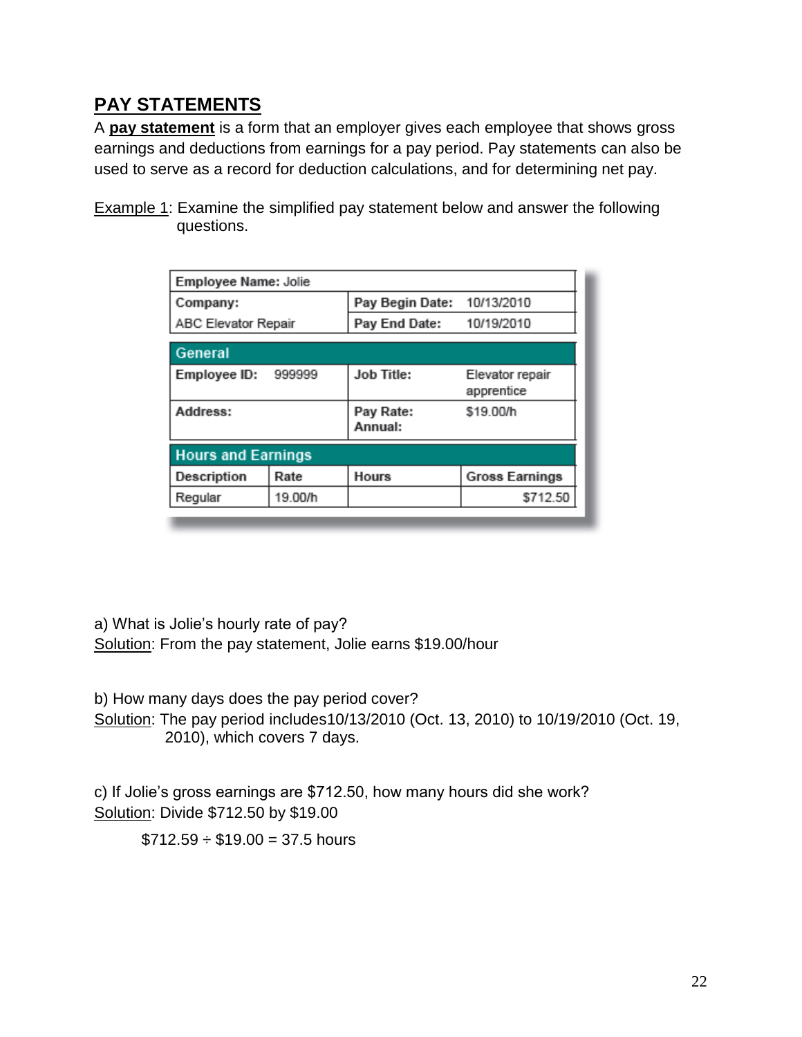## PAY STATEMENTS

A **pay statement** is a form that an employer gives each employee that shows gross earnings and deductions from earnings for a pay period. Pay statements can also be used to serve as a record for deduction calculations, and for determining net pay.

Example 1: Examine the simplified pay statement below and answer the following questions.

| **Employee Name:** Jolie | | | |
|---|---|---|---|
| **Company:** | | **Pay Begin Date:** | 10/13/2010 |
| ABC Elevator Repair | | **Pay End Date:** | 10/19/2010 |
| **General** | | | |
| **Employee ID:** 999999 | | **Job Title:** | Elevator repair apprentice |
| **Address:** | | **Pay Rate:** **Annual:** | $19.00/h |
| **Hours and Earnings** | | | |
| **Description** | **Rate** | **Hours** | **Gross Earnings** |
| Regular | 19.00/h | | $712.50 |

a) What is Jolie's hourly rate of pay?
Solution: From the pay statement, Jolie earns $19.00/hour

b) How many days does the pay period cover?
Solution: The pay period includes10/13/2010 (Oct. 13, 2010) to 10/19/2010 (Oct. 19, 2010), which covers 7 days.

c) If Jolie's gross earnings are $712.50, how many hours did she work?
Solution: Divide $712.50 by $19.00

$712.59 ÷ $19.00 = 37.5 hours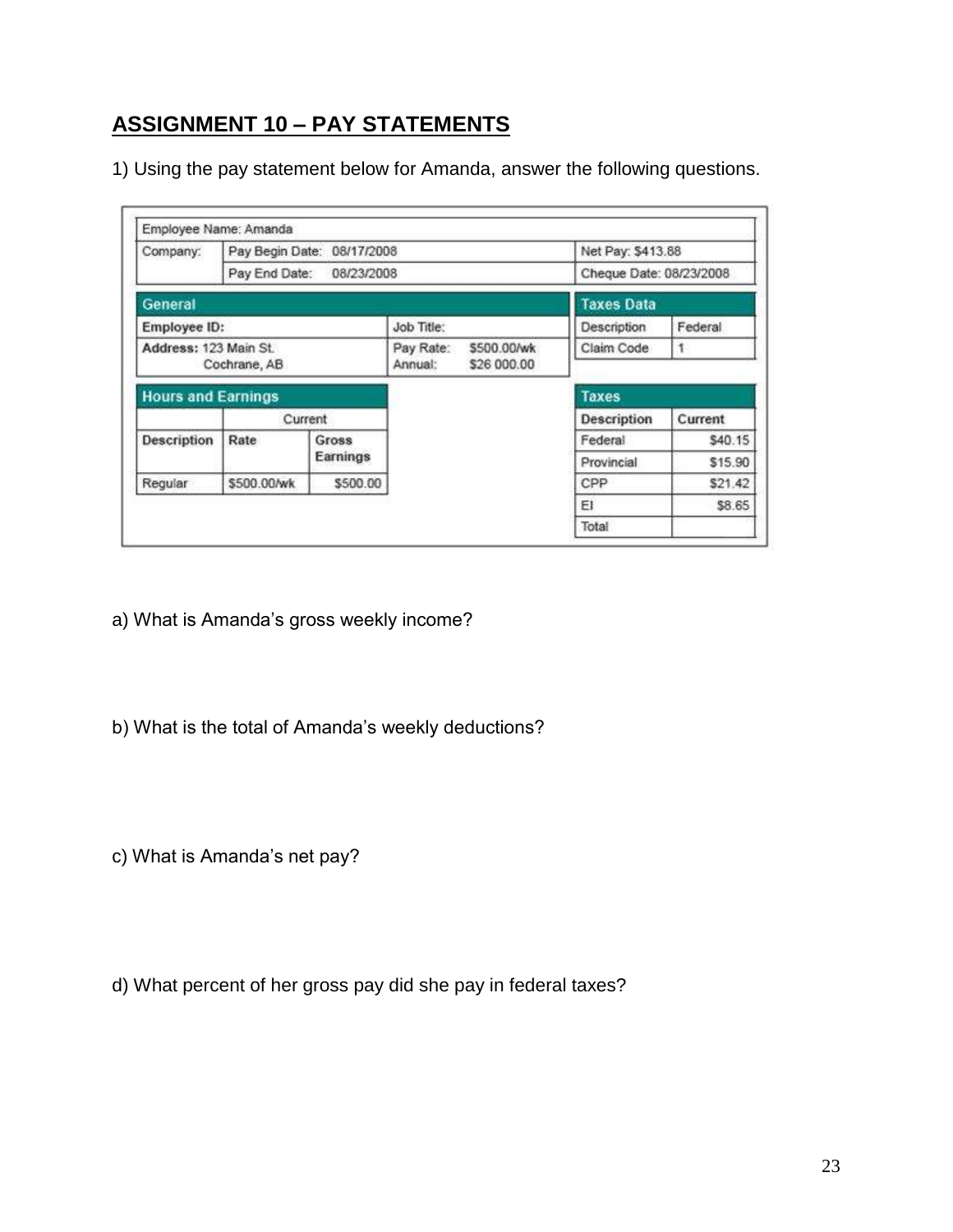## ASSIGNMENT 10 – PAY STATEMENTS

1) Using the pay statement below for Amanda, answer the following questions.

| Employee Name: Amanda | | | | |
|---|---|---|---|---|
| Company: | Pay Begin Date: 08/17/2008 | | Net Pay: $413.88 | |
| | Pay End Date: 08/23/2008 | | Cheque Date: 08/23/2008 | |

| General | | Taxes Data | |
|---|---|---|---|
| Employee ID: | Job Title: | Description | Federal |
| Address: 123 Main St. Cochrane, AB | Pay Rate: $500.00/wk Annual: $26 000.00 | Claim Code | 1 |

| Hours and Earnings | | |
|---|---|---|
| | Current | |
| Description | Rate | Gross Earnings |
| Regular | $500.00/wk | $500.00 |

| Taxes | |
|---|---|
| Description | Current |
| Federal | $40.15 |
| Provincial | $15.90 |
| CPP | $21.42 |
| EI | $8.65 |
| Total | |

a) What is Amanda's gross weekly income?

b) What is the total of Amanda's weekly deductions?

c) What is Amanda's net pay?

d) What percent of her gross pay did she pay in federal taxes?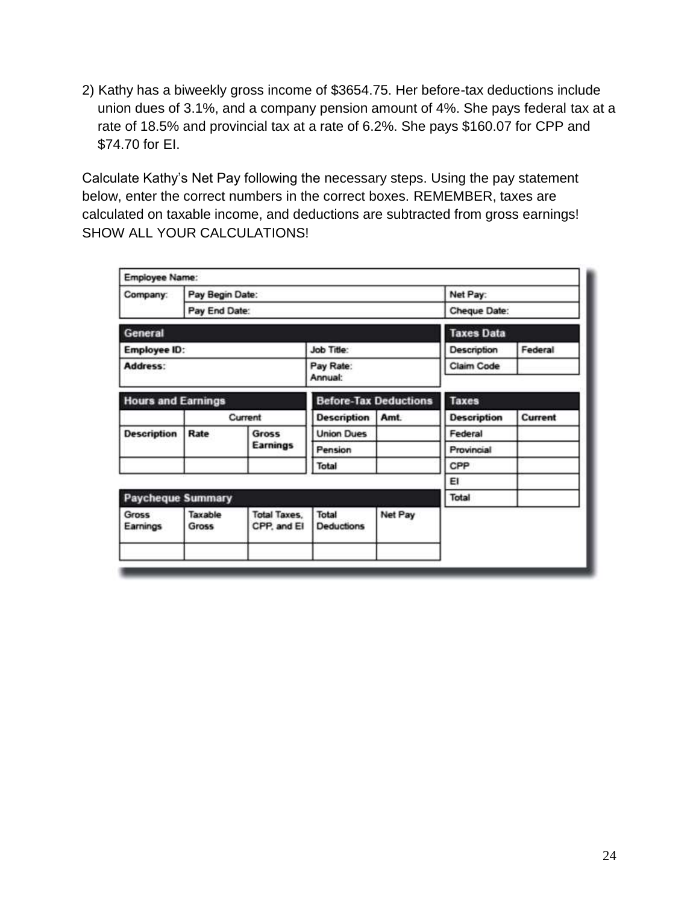2) Kathy has a biweekly gross income of $3654.75. Her before-tax deductions include union dues of 3.1%, and a company pension amount of 4%. She pays federal tax at a rate of 18.5% and provincial tax at a rate of 6.2%. She pays $160.07 for CPP and $74.70 for EI.

Calculate Kathy's Net Pay following the necessary steps. Using the pay statement below, enter the correct numbers in the correct boxes. REMEMBER, taxes are calculated on taxable income, and deductions are subtracted from gross earnings! SHOW ALL YOUR CALCULATIONS!

| Employee Name: | | |
|---|---|---|
| Company: | Pay Begin Date: | Net Pay: |
| | Pay End Date: | Cheque Date: |

| General | | Taxes Data | |
|---|---|---|---|
| Employee ID: | Job Title: | Description | Federal |
| Address: | Pay Rate: Annual: | Claim Code | |

| Hours and Earnings | | |
|---|---|---|
| | Current | |
| Description | Rate | Gross Earnings |
| | | |

| Before-Tax Deductions | |
|---|---|
| Description | Amt. |
| Union Dues | |
| Pension | |
| Total | |

| Taxes | |
|---|---|
| Description | Current |
| Federal | |
| Provincial | |
| CPP | |
| EI | |
| Total | |

| Paycheque Summary | | | | |
|---|---|---|---|---|
| Gross Earnings | Taxable Gross | Total Taxes, CPP, and EI | Total Deductions | Net Pay |
| | | | | |